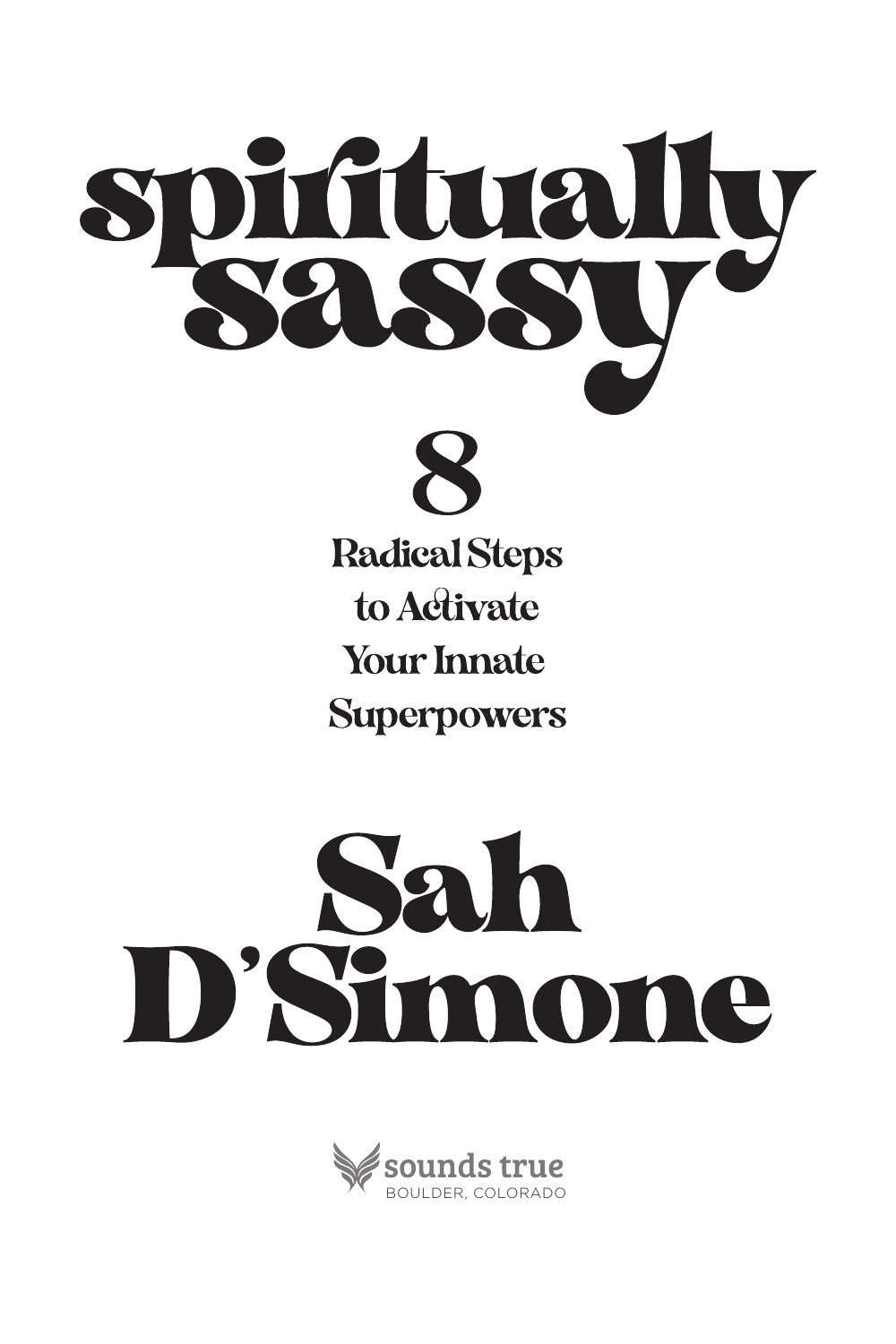# spiritually sassy

## 8 Radical Steps to Activate Your Innate Superpowers

# Sah D'Simone

sounds true
BOULDER, COLORADO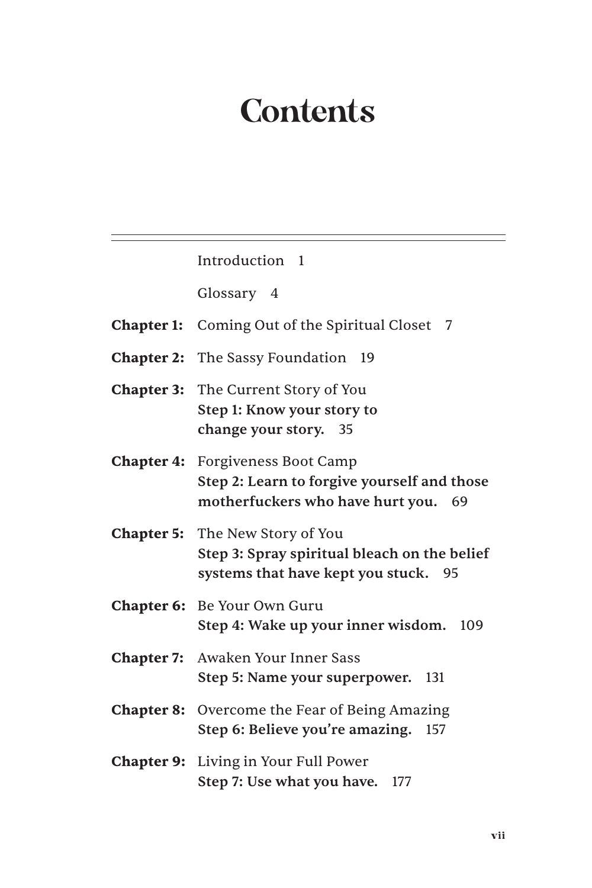# Contents

Introduction 1

Glossary 4

**Chapter 1:** Coming Out of the Spiritual Closet 7

**Chapter 2:** The Sassy Foundation 19

**Chapter 3:** The Current Story of You
**Step 1: Know your story to change your story.** 35

**Chapter 4:** Forgiveness Boot Camp
**Step 2: Learn to forgive yourself and those motherfuckers who have hurt you.** 69

**Chapter 5:** The New Story of You
**Step 3: Spray spiritual bleach on the belief systems that have kept you stuck.** 95

**Chapter 6:** Be Your Own Guru
**Step 4: Wake up your inner wisdom.** 109

**Chapter 7:** Awaken Your Inner Sass
**Step 5: Name your superpower.** 131

**Chapter 8:** Overcome the Fear of Being Amazing
**Step 6: Believe you're amazing.** 157

**Chapter 9:** Living in Your Full Power
**Step 7: Use what you have.** 177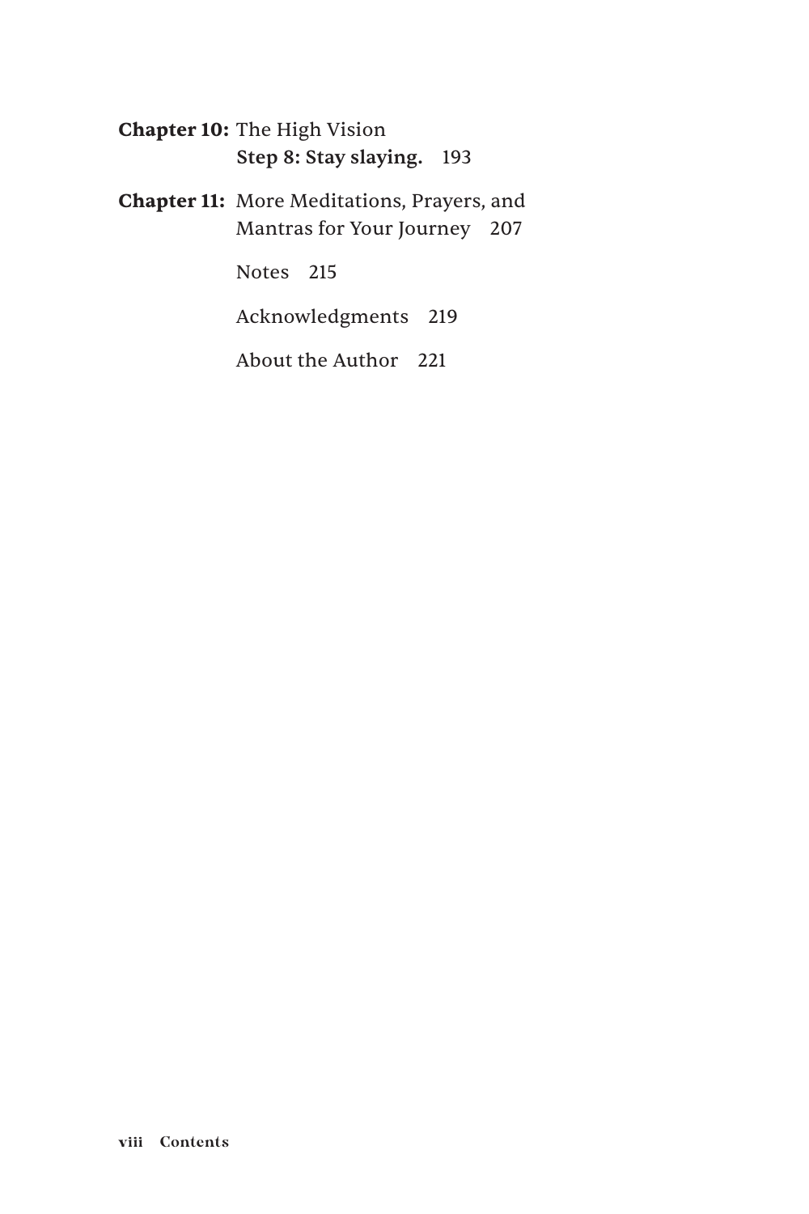**Chapter 10:** The High Vision
**Step 8: Stay slaying.** 193

**Chapter 11:** More Meditations, Prayers, and Mantras for Your Journey 207

Notes 215

Acknowledgments 219

About the Author 221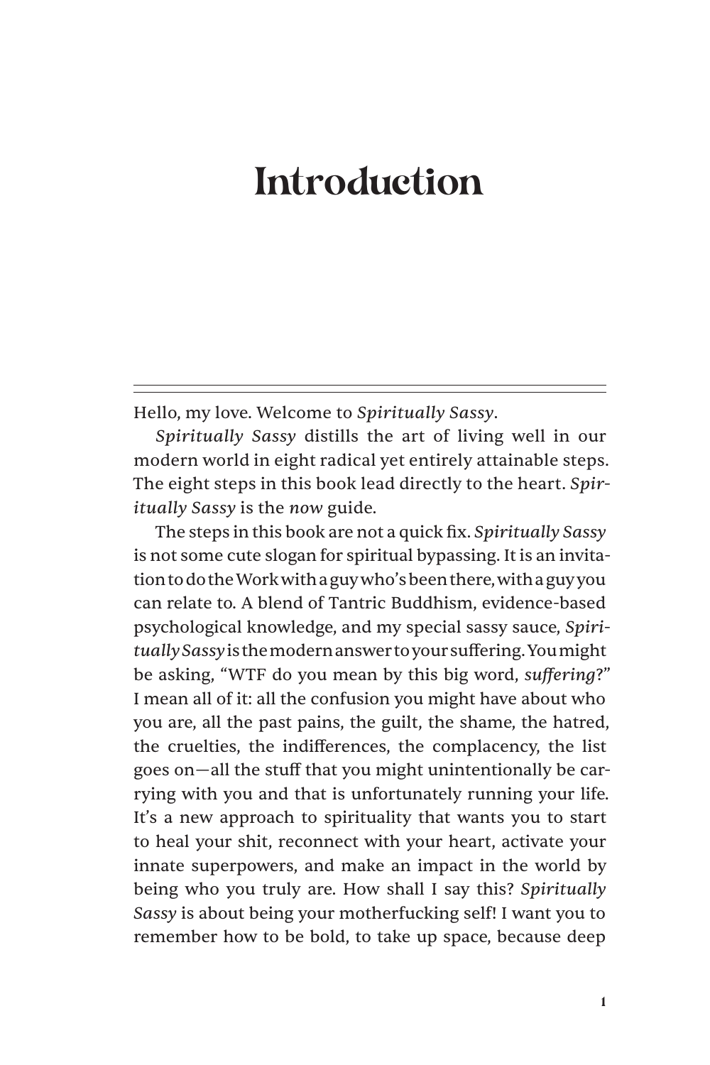# Introduction

Hello, my love. Welcome to *Spiritually Sassy*.

*Spiritually Sassy* distills the art of living well in our modern world in eight radical yet entirely attainable steps. The eight steps in this book lead directly to the heart. *Spiritually Sassy* is the *now* guide.

The steps in this book are not a quick fix. *Spiritually Sassy* is not some cute slogan for spiritual bypassing. It is an invitation to do the Work with a guy who's been there, with a guy you can relate to. A blend of Tantric Buddhism, evidence-based psychological knowledge, and my special sassy sauce, *Spiritually Sassy* is the modern answer to your suffering. You might be asking, "WTF do you mean by this big word, *suffering*?" I mean all of it: all the confusion you might have about who you are, all the past pains, the guilt, the shame, the hatred, the cruelties, the indifferences, the complacency, the list goes on—all the stuff that you might unintentionally be carrying with you and that is unfortunately running your life. It's a new approach to spirituality that wants you to start to heal your shit, reconnect with your heart, activate your innate superpowers, and make an impact in the world by being who you truly are. How shall I say this? *Spiritually Sassy* is about being your motherfucking self! I want you to remember how to be bold, to take up space, because deep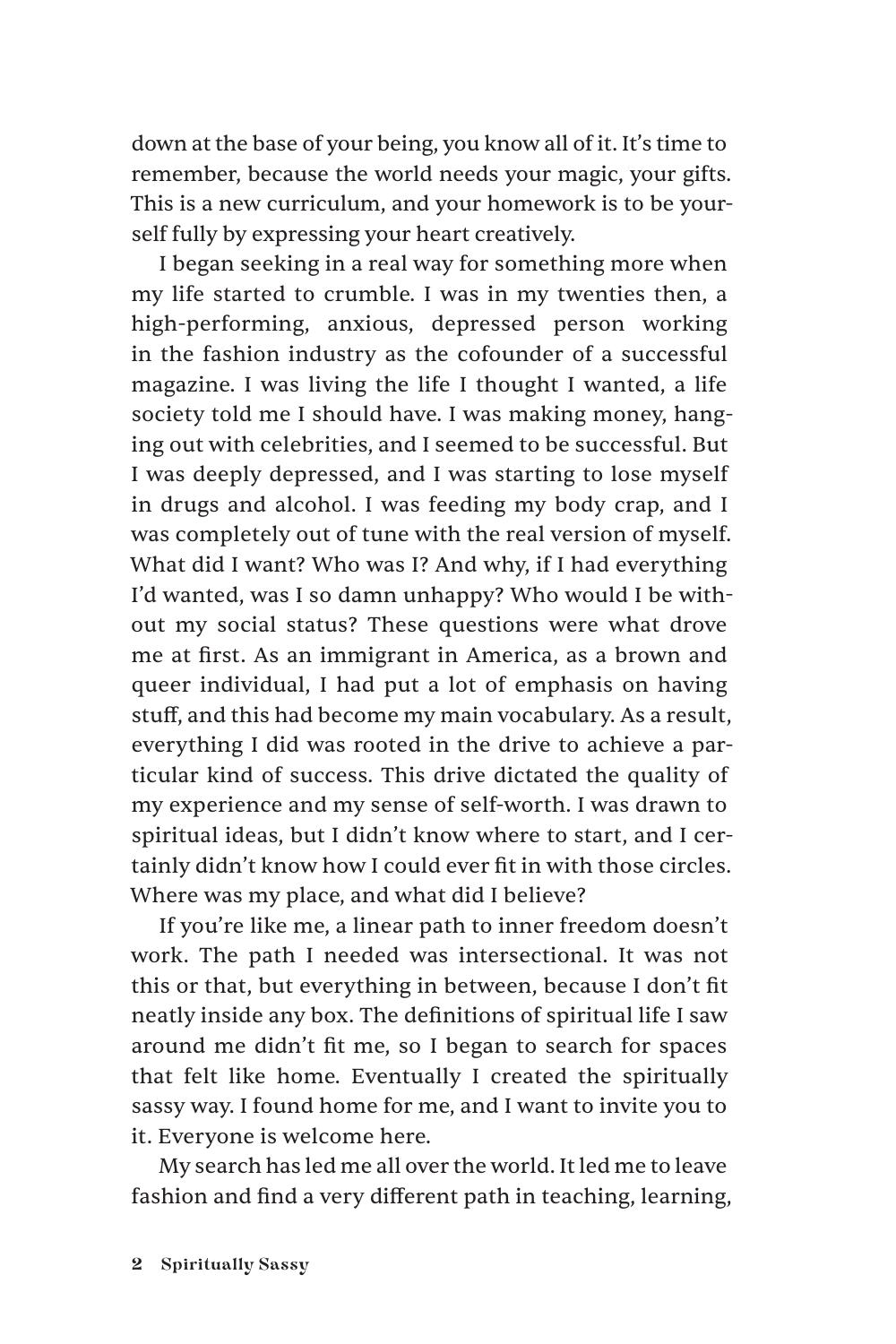down at the base of your being, you know all of it. It's time to remember, because the world needs your magic, your gifts. This is a new curriculum, and your homework is to be yourself fully by expressing your heart creatively.

I began seeking in a real way for something more when my life started to crumble. I was in my twenties then, a high-performing, anxious, depressed person working in the fashion industry as the cofounder of a successful magazine. I was living the life I thought I wanted, a life society told me I should have. I was making money, hanging out with celebrities, and I seemed to be successful. But I was deeply depressed, and I was starting to lose myself in drugs and alcohol. I was feeding my body crap, and I was completely out of tune with the real version of myself. What did I want? Who was I? And why, if I had everything I'd wanted, was I so damn unhappy? Who would I be without my social status? These questions were what drove me at first. As an immigrant in America, as a brown and queer individual, I had put a lot of emphasis on having stuff, and this had become my main vocabulary. As a result, everything I did was rooted in the drive to achieve a particular kind of success. This drive dictated the quality of my experience and my sense of self-worth. I was drawn to spiritual ideas, but I didn't know where to start, and I certainly didn't know how I could ever fit in with those circles. Where was my place, and what did I believe?

If you're like me, a linear path to inner freedom doesn't work. The path I needed was intersectional. It was not this or that, but everything in between, because I don't fit neatly inside any box. The definitions of spiritual life I saw around me didn't fit me, so I began to search for spaces that felt like home. Eventually I created the spiritually sassy way. I found home for me, and I want to invite you to it. Everyone is welcome here.

My search has led me all over the world. It led me to leave fashion and find a very different path in teaching, learning,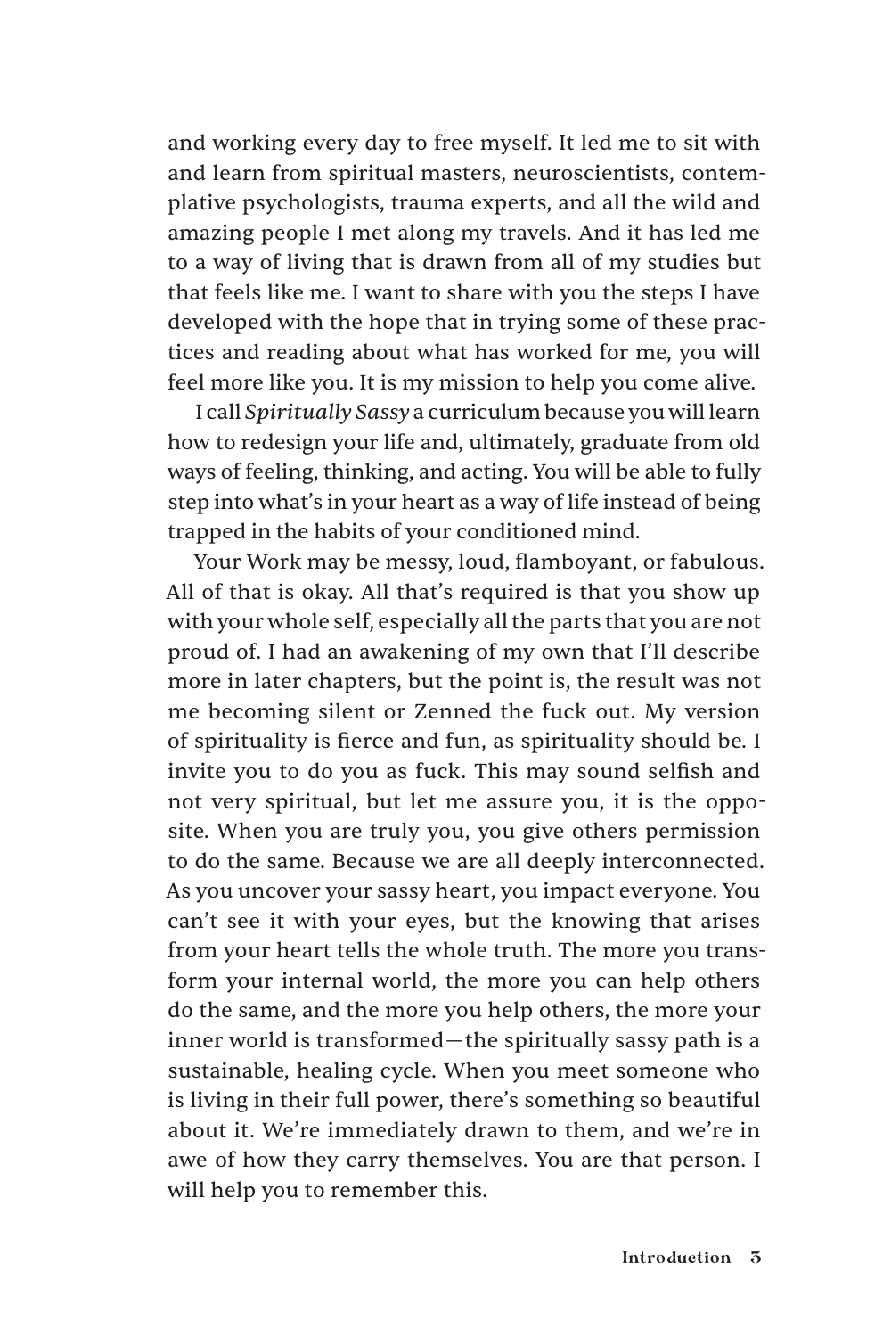and working every day to free myself. It led me to sit with and learn from spiritual masters, neuroscientists, contemplative psychologists, trauma experts, and all the wild and amazing people I met along my travels. And it has led me to a way of living that is drawn from all of my studies but that feels like me. I want to share with you the steps I have developed with the hope that in trying some of these practices and reading about what has worked for me, you will feel more like you. It is my mission to help you come alive.

I call *Spiritually Sassy* a curriculum because you will learn how to redesign your life and, ultimately, graduate from old ways of feeling, thinking, and acting. You will be able to fully step into what's in your heart as a way of life instead of being trapped in the habits of your conditioned mind.

Your Work may be messy, loud, flamboyant, or fabulous. All of that is okay. All that's required is that you show up with your whole self, especially all the parts that you are not proud of. I had an awakening of my own that I'll describe more in later chapters, but the point is, the result was not me becoming silent or Zenned the fuck out. My version of spirituality is fierce and fun, as spirituality should be. I invite you to do you as fuck. This may sound selfish and not very spiritual, but let me assure you, it is the opposite. When you are truly you, you give others permission to do the same. Because we are all deeply interconnected. As you uncover your sassy heart, you impact everyone. You can't see it with your eyes, but the knowing that arises from your heart tells the whole truth. The more you transform your internal world, the more you can help others do the same, and the more you help others, the more your inner world is transformed—the spiritually sassy path is a sustainable, healing cycle. When you meet someone who is living in their full power, there's something so beautiful about it. We're immediately drawn to them, and we're in awe of how they carry themselves. You are that person. I will help you to remember this.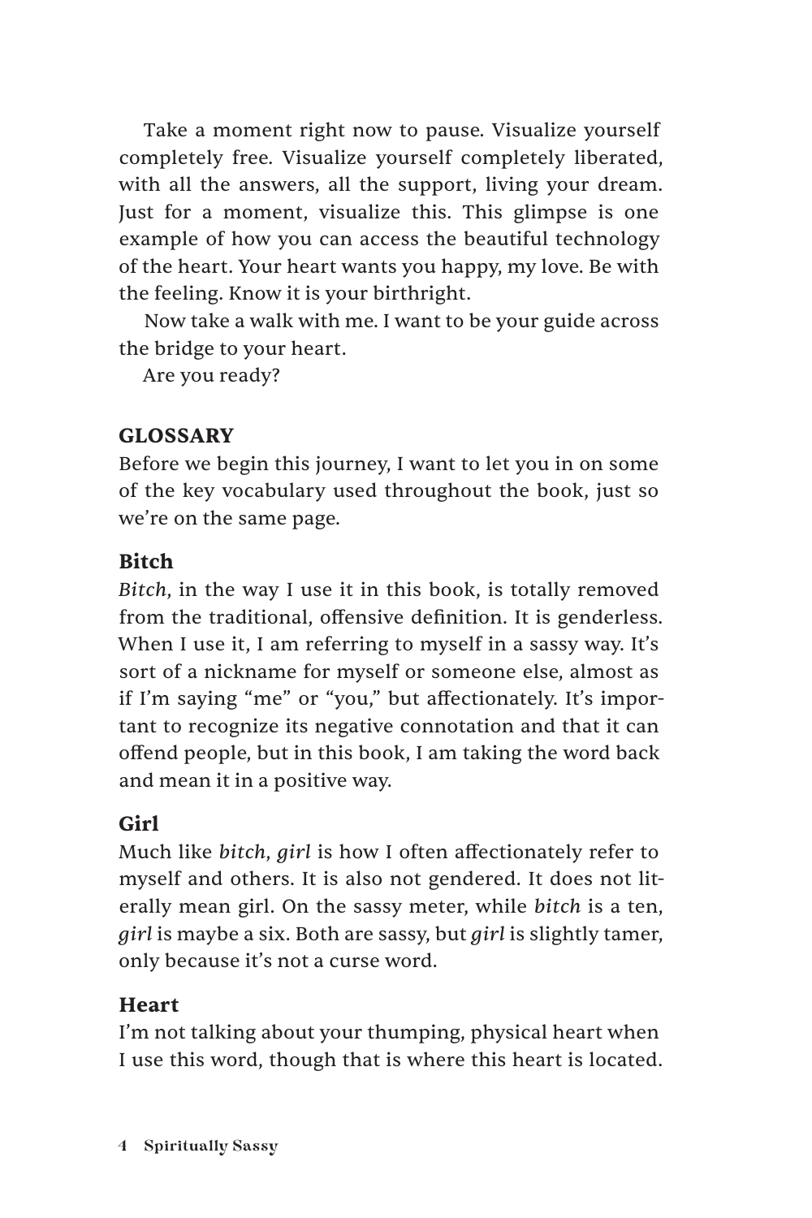Take a moment right now to pause. Visualize yourself completely free. Visualize yourself completely liberated, with all the answers, all the support, living your dream. Just for a moment, visualize this. This glimpse is one example of how you can access the beautiful technology of the heart. Your heart wants you happy, my love. Be with the feeling. Know it is your birthright.

Now take a walk with me. I want to be your guide across the bridge to your heart.

Are you ready?

## GLOSSARY

Before we begin this journey, I want to let you in on some of the key vocabulary used throughout the book, just so we're on the same page.

### Bitch

*Bitch*, in the way I use it in this book, is totally removed from the traditional, offensive definition. It is genderless. When I use it, I am referring to myself in a sassy way. It's sort of a nickname for myself or someone else, almost as if I'm saying "me" or "you," but affectionately. It's important to recognize its negative connotation and that it can offend people, but in this book, I am taking the word back and mean it in a positive way.

### Girl

Much like *bitch*, *girl* is how I often affectionately refer to myself and others. It is also not gendered. It does not literally mean girl. On the sassy meter, while *bitch* is a ten, *girl* is maybe a six. Both are sassy, but *girl* is slightly tamer, only because it's not a curse word.

### Heart

I'm not talking about your thumping, physical heart when I use this word, though that is where this heart is located.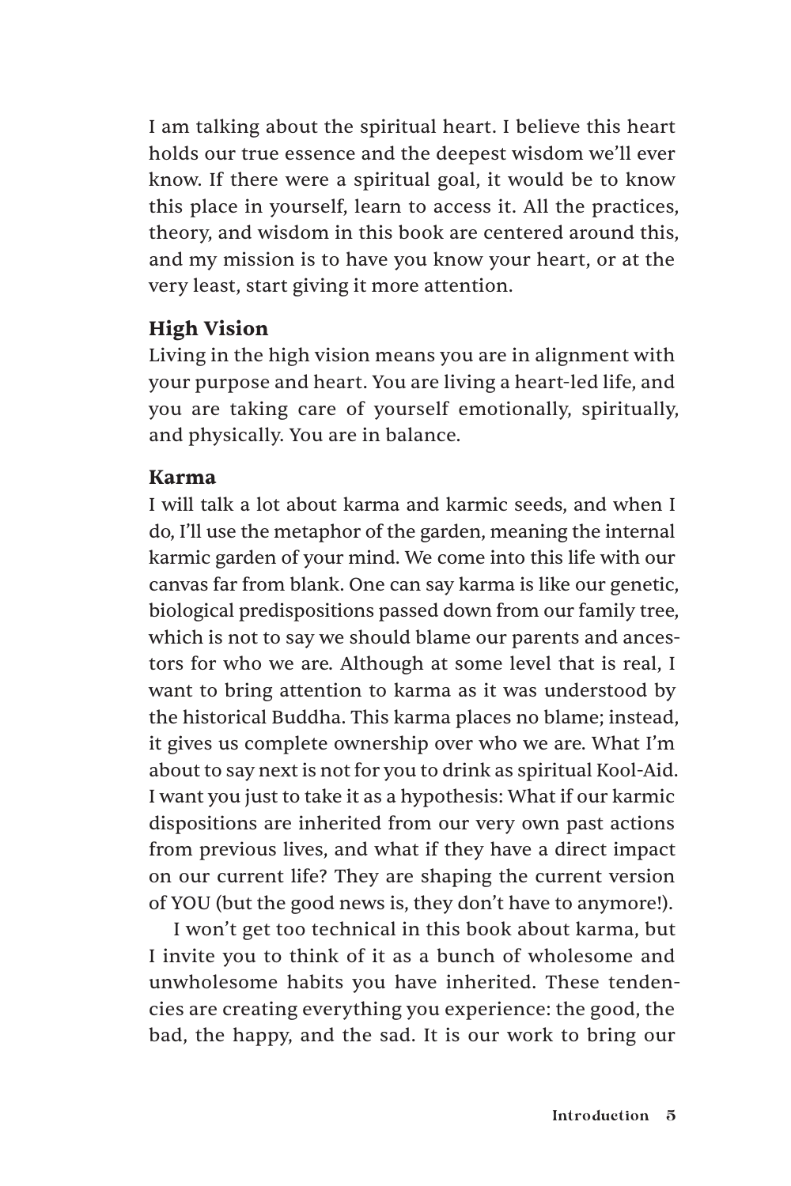I am talking about the spiritual heart. I believe this heart holds our true essence and the deepest wisdom we'll ever know. If there were a spiritual goal, it would be to know this place in yourself, learn to access it. All the practices, theory, and wisdom in this book are centered around this, and my mission is to have you know your heart, or at the very least, start giving it more attention.

### High Vision

Living in the high vision means you are in alignment with your purpose and heart. You are living a heart-led life, and you are taking care of yourself emotionally, spiritually, and physically. You are in balance.

### Karma

I will talk a lot about karma and karmic seeds, and when I do, I'll use the metaphor of the garden, meaning the internal karmic garden of your mind. We come into this life with our canvas far from blank. One can say karma is like our genetic, biological predispositions passed down from our family tree, which is not to say we should blame our parents and ancestors for who we are. Although at some level that is real, I want to bring attention to karma as it was understood by the historical Buddha. This karma places no blame; instead, it gives us complete ownership over who we are. What I'm about to say next is not for you to drink as spiritual Kool-Aid. I want you just to take it as a hypothesis: What if our karmic dispositions are inherited from our very own past actions from previous lives, and what if they have a direct impact on our current life? They are shaping the current version of YOU (but the good news is, they don't have to anymore!).

I won't get too technical in this book about karma, but I invite you to think of it as a bunch of wholesome and unwholesome habits you have inherited. These tendencies are creating everything you experience: the good, the bad, the happy, and the sad. It is our work to bring our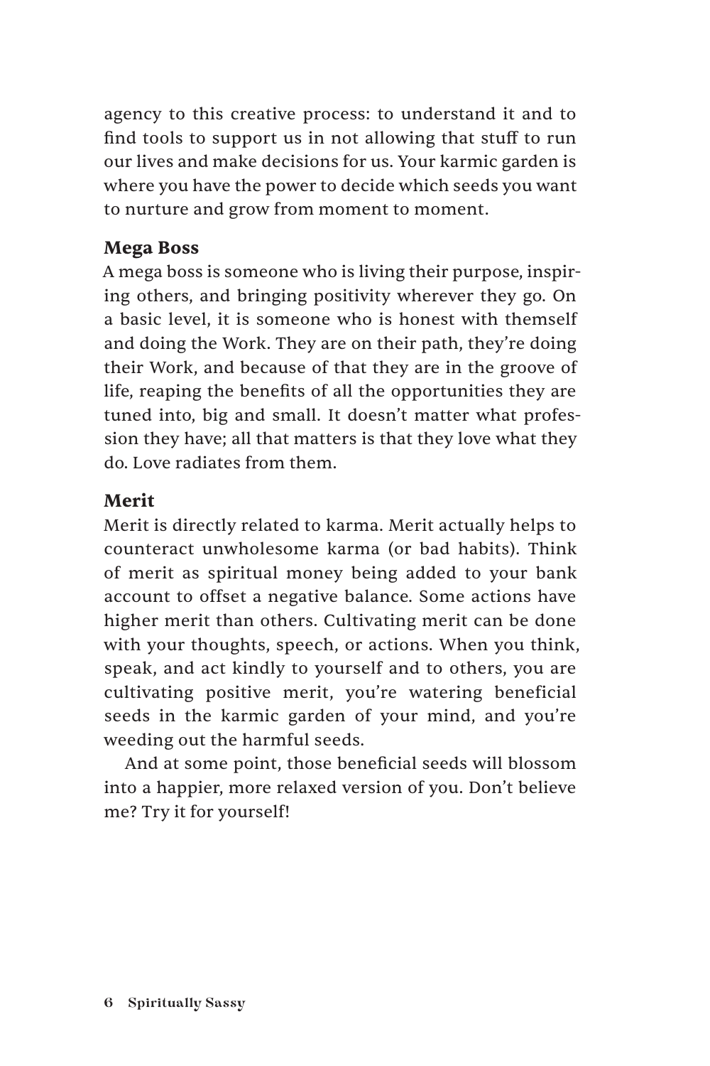agency to this creative process: to understand it and to find tools to support us in not allowing that stuff to run our lives and make decisions for us. Your karmic garden is where you have the power to decide which seeds you want to nurture and grow from moment to moment.

### Mega Boss

A mega boss is someone who is living their purpose, inspiring others, and bringing positivity wherever they go. On a basic level, it is someone who is honest with themself and doing the Work. They are on their path, they're doing their Work, and because of that they are in the groove of life, reaping the benefits of all the opportunities they are tuned into, big and small. It doesn't matter what profession they have; all that matters is that they love what they do. Love radiates from them.

### Merit

Merit is directly related to karma. Merit actually helps to counteract unwholesome karma (or bad habits). Think of merit as spiritual money being added to your bank account to offset a negative balance. Some actions have higher merit than others. Cultivating merit can be done with your thoughts, speech, or actions. When you think, speak, and act kindly to yourself and to others, you are cultivating positive merit, you're watering beneficial seeds in the karmic garden of your mind, and you're weeding out the harmful seeds.

And at some point, those beneficial seeds will blossom into a happier, more relaxed version of you. Don't believe me? Try it for yourself!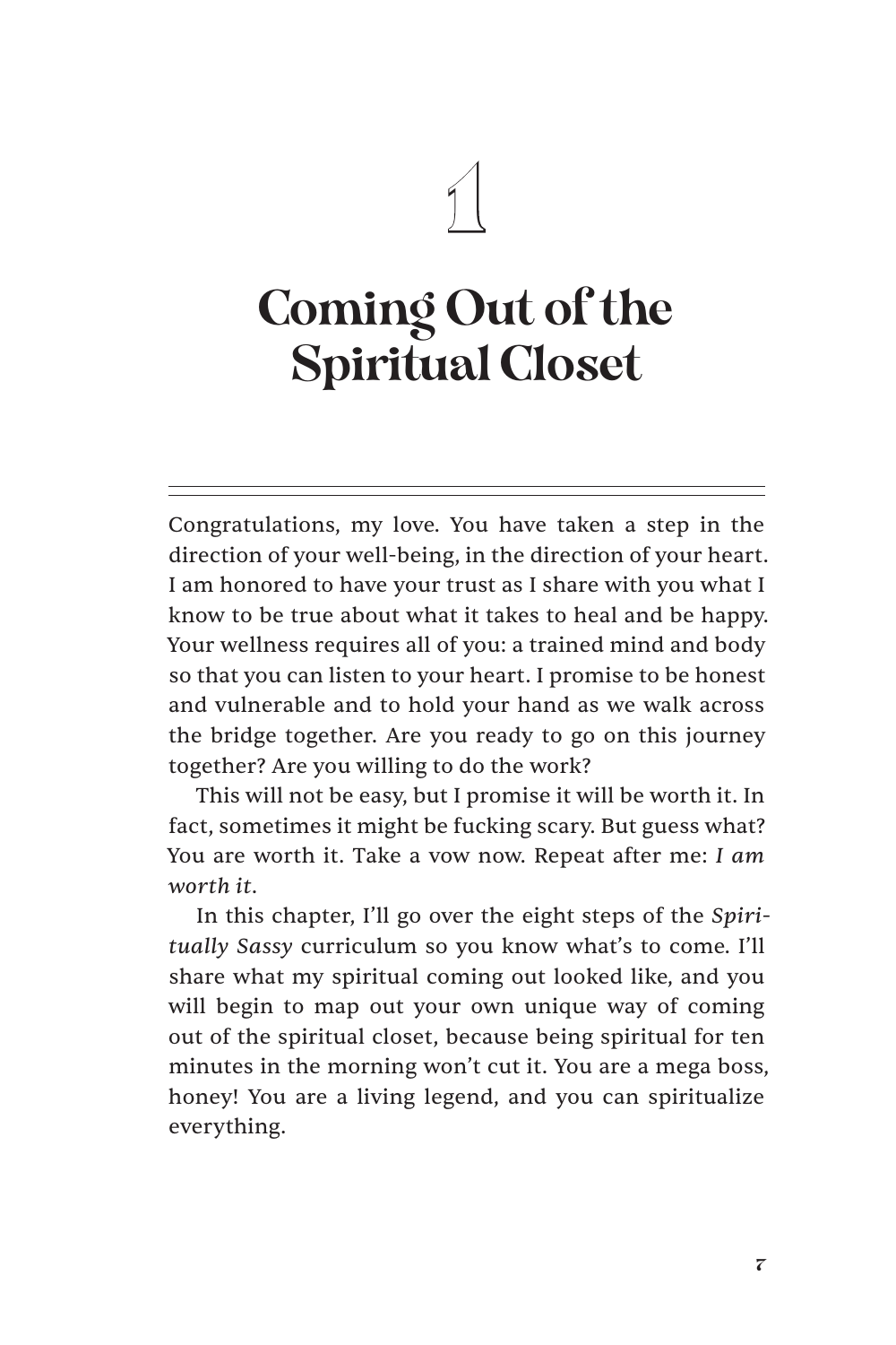# 1

# Coming Out of the Spiritual Closet

Congratulations, my love. You have taken a step in the direction of your well-being, in the direction of your heart. I am honored to have your trust as I share with you what I know to be true about what it takes to heal and be happy. Your wellness requires all of you: a trained mind and body so that you can listen to your heart. I promise to be honest and vulnerable and to hold your hand as we walk across the bridge together. Are you ready to go on this journey together? Are you willing to do the work?

This will not be easy, but I promise it will be worth it. In fact, sometimes it might be fucking scary. But guess what? You are worth it. Take a vow now. Repeat after me: *I am worth it*.

In this chapter, I'll go over the eight steps of the *Spiritually Sassy* curriculum so you know what's to come. I'll share what my spiritual coming out looked like, and you will begin to map out your own unique way of coming out of the spiritual closet, because being spiritual for ten minutes in the morning won't cut it. You are a mega boss, honey! You are a living legend, and you can spiritualize everything.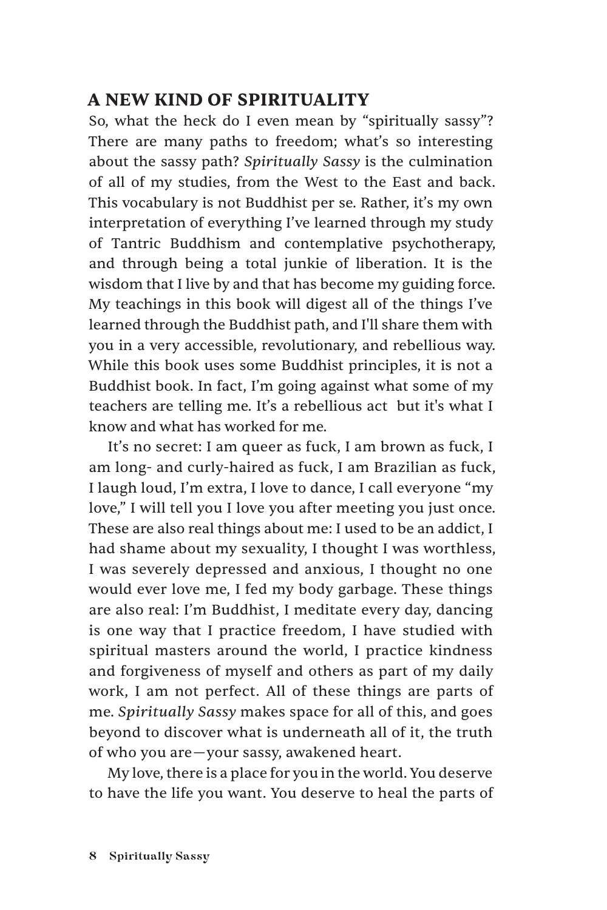## A NEW KIND OF SPIRITUALITY

So, what the heck do I even mean by "spiritually sassy"? There are many paths to freedom; what's so interesting about the sassy path? *Spiritually Sassy* is the culmination of all of my studies, from the West to the East and back. This vocabulary is not Buddhist per se. Rather, it's my own interpretation of everything I've learned through my study of Tantric Buddhism and contemplative psychotherapy, and through being a total junkie of liberation. It is the wisdom that I live by and that has become my guiding force. My teachings in this book will digest all of the things I've learned through the Buddhist path, and I'll share them with you in a very accessible, revolutionary, and rebellious way. While this book uses some Buddhist principles, it is not a Buddhist book. In fact, I'm going against what some of my teachers are telling me. It's a rebellious act but it's what I know and what has worked for me.

It's no secret: I am queer as fuck, I am brown as fuck, I am long- and curly-haired as fuck, I am Brazilian as fuck, I laugh loud, I'm extra, I love to dance, I call everyone "my love," I will tell you I love you after meeting you just once. These are also real things about me: I used to be an addict, I had shame about my sexuality, I thought I was worthless, I was severely depressed and anxious, I thought no one would ever love me, I fed my body garbage. These things are also real: I'm Buddhist, I meditate every day, dancing is one way that I practice freedom, I have studied with spiritual masters around the world, I practice kindness and forgiveness of myself and others as part of my daily work, I am not perfect. All of these things are parts of me. *Spiritually Sassy* makes space for all of this, and goes beyond to discover what is underneath all of it, the truth of who you are—your sassy, awakened heart.

My love, there is a place for you in the world. You deserve to have the life you want. You deserve to heal the parts of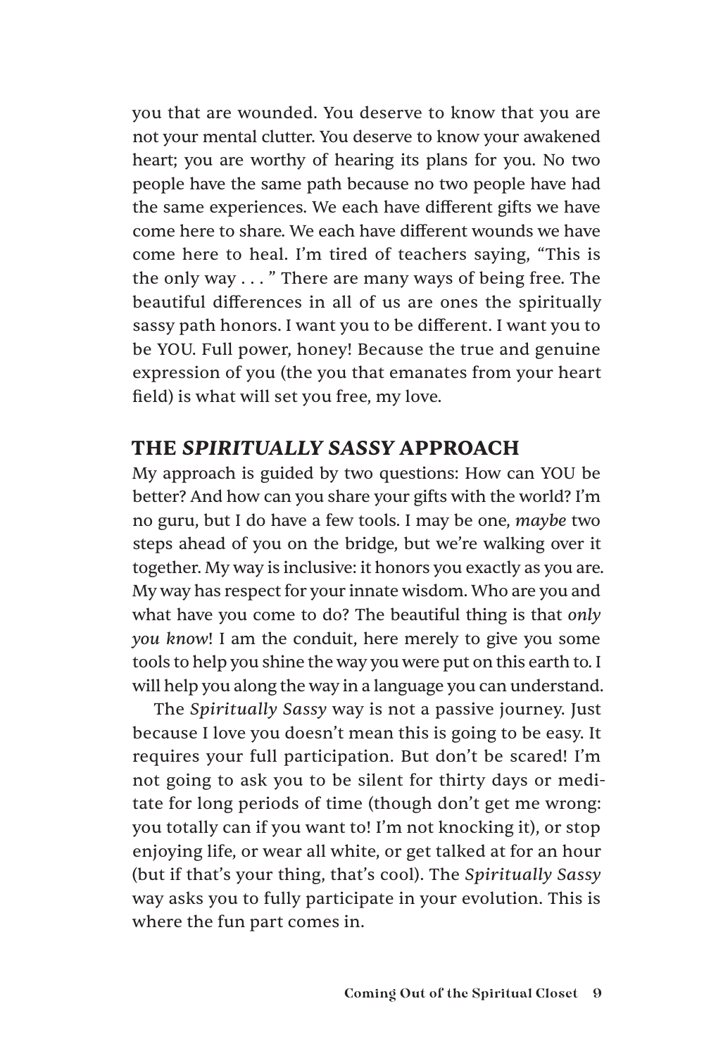you that are wounded. You deserve to know that you are not your mental clutter. You deserve to know your awakened heart; you are worthy of hearing its plans for you. No two people have the same path because no two people have had the same experiences. We each have different gifts we have come here to share. We each have different wounds we have come here to heal. I'm tired of teachers saying, "This is the only way . . . " There are many ways of being free. The beautiful differences in all of us are ones the spiritually sassy path honors. I want you to be different. I want you to be YOU. Full power, honey! Because the true and genuine expression of you (the you that emanates from your heart field) is what will set you free, my love.

## THE *SPIRITUALLY SASSY* APPROACH

My approach is guided by two questions: How can YOU be better? And how can you share your gifts with the world? I'm no guru, but I do have a few tools. I may be one, *maybe* two steps ahead of you on the bridge, but we're walking over it together. My way is inclusive: it honors you exactly as you are. My way has respect for your innate wisdom. Who are you and what have you come to do? The beautiful thing is that *only you know*! I am the conduit, here merely to give you some tools to help you shine the way you were put on this earth to. I will help you along the way in a language you can understand.

The *Spiritually Sassy* way is not a passive journey. Just because I love you doesn't mean this is going to be easy. It requires your full participation. But don't be scared! I'm not going to ask you to be silent for thirty days or meditate for long periods of time (though don't get me wrong: you totally can if you want to! I'm not knocking it), or stop enjoying life, or wear all white, or get talked at for an hour (but if that's your thing, that's cool). The *Spiritually Sassy* way asks you to fully participate in your evolution. This is where the fun part comes in.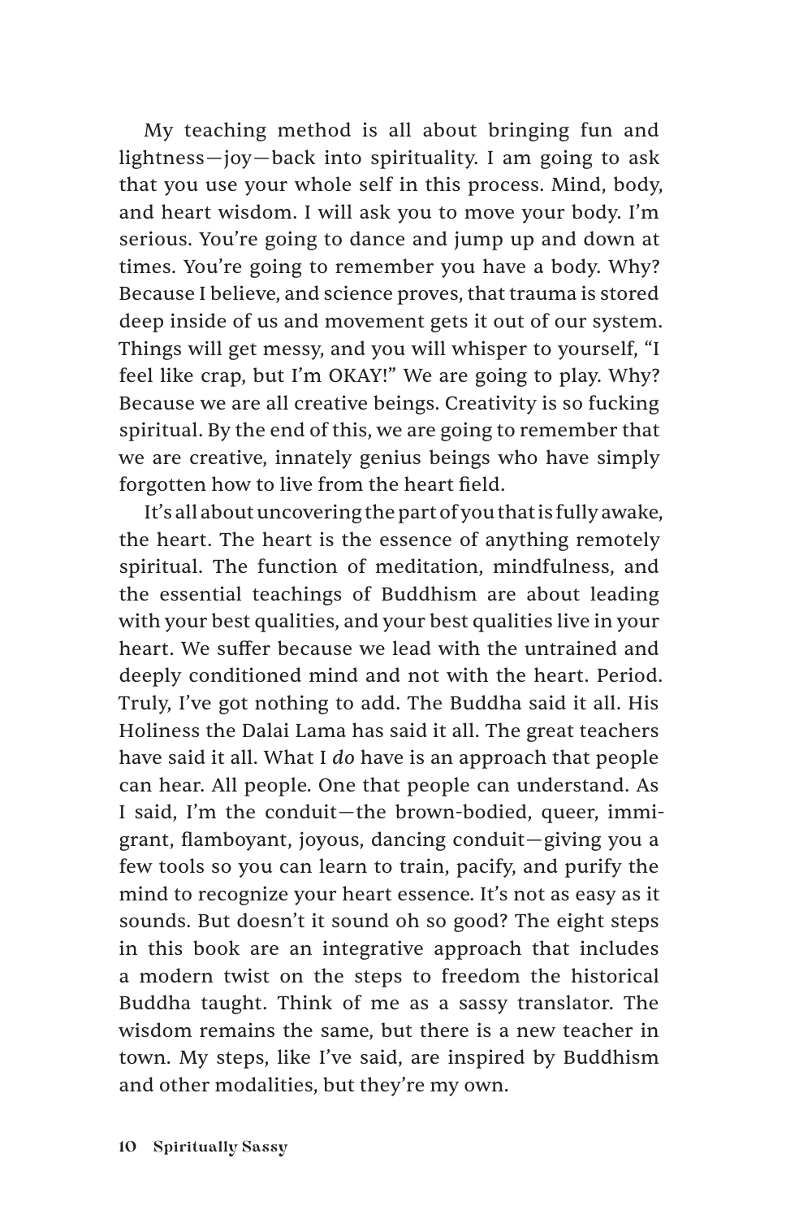My teaching method is all about bringing fun and lightness—joy—back into spirituality. I am going to ask that you use your whole self in this process. Mind, body, and heart wisdom. I will ask you to move your body. I'm serious. You're going to dance and jump up and down at times. You're going to remember you have a body. Why? Because I believe, and science proves, that trauma is stored deep inside of us and movement gets it out of our system. Things will get messy, and you will whisper to yourself, "I feel like crap, but I'm OKAY!" We are going to play. Why? Because we are all creative beings. Creativity is so fucking spiritual. By the end of this, we are going to remember that we are creative, innately genius beings who have simply forgotten how to live from the heart field.

It's all about uncovering the part of you that is fully awake, the heart. The heart is the essence of anything remotely spiritual. The function of meditation, mindfulness, and the essential teachings of Buddhism are about leading with your best qualities, and your best qualities live in your heart. We suffer because we lead with the untrained and deeply conditioned mind and not with the heart. Period. Truly, I've got nothing to add. The Buddha said it all. His Holiness the Dalai Lama has said it all. The great teachers have said it all. What I *do* have is an approach that people can hear. All people. One that people can understand. As I said, I'm the conduit—the brown-bodied, queer, immigrant, flamboyant, joyous, dancing conduit—giving you a few tools so you can learn to train, pacify, and purify the mind to recognize your heart essence. It's not as easy as it sounds. But doesn't it sound oh so good? The eight steps in this book are an integrative approach that includes a modern twist on the steps to freedom the historical Buddha taught. Think of me as a sassy translator. The wisdom remains the same, but there is a new teacher in town. My steps, like I've said, are inspired by Buddhism and other modalities, but they're my own.